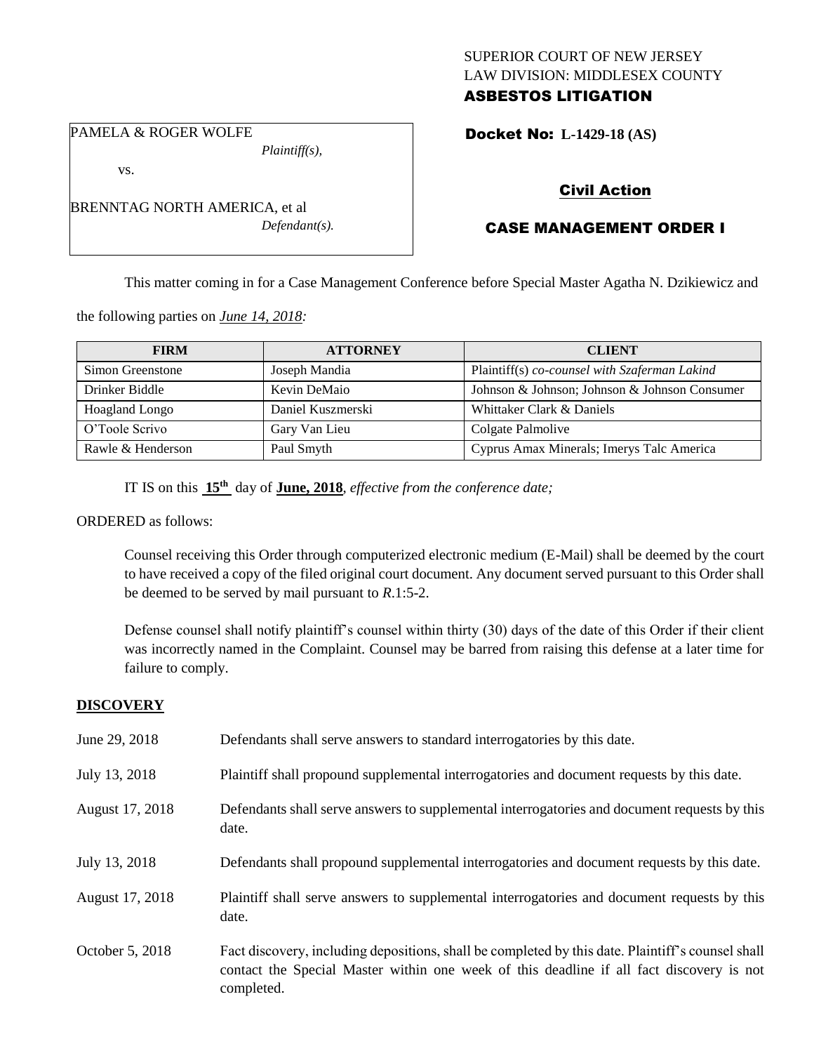SUPERIOR COURT OF NEW JERSEY
LAW DIVISION: MIDDLESEX COUNTY
**ASBESTOS LITIGATION**

PAMELA & ROGER WOLFE
*Plaintiff(s),*

vs.

BRENNTAG NORTH AMERICA, et al
*Defendant(s).*

**Docket No: L-1429-18 (AS)**

## Civil Action

## CASE MANAGEMENT ORDER I

This matter coming in for a Case Management Conference before Special Master Agatha N. Dzikiewicz and the following parties on *June 14, 2018:*

| FIRM | ATTORNEY | CLIENT |
|---|---|---|
| Simon Greenstone | Joseph Mandia | Plaintiff(s) *co-counsel with Szaferman Lakind* |
| Drinker Biddle | Kevin DeMaio | Johnson & Johnson; Johnson & Johnson Consumer |
| Hoagland Longo | Daniel Kuszmerski | Whittaker Clark & Daniels |
| O'Toole Scrivo | Gary Van Lieu | Colgate Palmolive |
| Rawle & Henderson | Paul Smyth | Cyprus Amax Minerals; Imerys Talc America |

IT IS on this **15th** day of **June, 2018**, *effective from the conference date;*

ORDERED as follows:

Counsel receiving this Order through computerized electronic medium (E-Mail) shall be deemed by the court to have received a copy of the filed original court document. Any document served pursuant to this Order shall be deemed to be served by mail pursuant to *R*.1:5-2.

Defense counsel shall notify plaintiff's counsel within thirty (30) days of the date of this Order if their client was incorrectly named in the Complaint. Counsel may be barred from raising this defense at a later time for failure to comply.

## DISCOVERY

| | |
|---|---|
| June 29, 2018 | Defendants shall serve answers to standard interrogatories by this date. |
| July 13, 2018 | Plaintiff shall propound supplemental interrogatories and document requests by this date. |
| August 17, 2018 | Defendants shall serve answers to supplemental interrogatories and document requests by this date. |
| July 13, 2018 | Defendants shall propound supplemental interrogatories and document requests by this date. |
| August 17, 2018 | Plaintiff shall serve answers to supplemental interrogatories and document requests by this date. |
| October 5, 2018 | Fact discovery, including depositions, shall be completed by this date. Plaintiff's counsel shall contact the Special Master within one week of this deadline if all fact discovery is not completed. |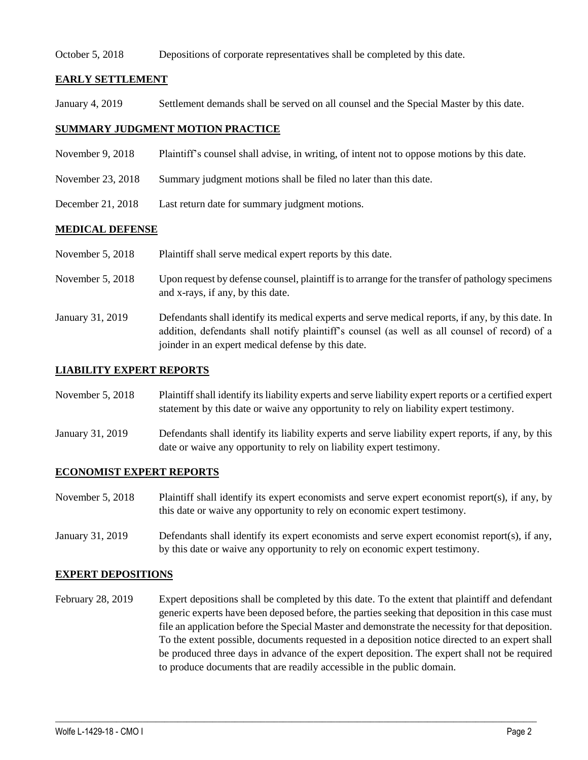October 5, 2018 Depositions of corporate representatives shall be completed by this date.

## EARLY SETTLEMENT

January 4, 2019 Settlement demands shall be served on all counsel and the Special Master by this date.

## SUMMARY JUDGMENT MOTION PRACTICE

November 9, 2018 Plaintiff's counsel shall advise, in writing, of intent not to oppose motions by this date.

November 23, 2018 Summary judgment motions shall be filed no later than this date.

December 21, 2018 Last return date for summary judgment motions.

## MEDICAL DEFENSE

November 5, 2018 Plaintiff shall serve medical expert reports by this date.

November 5, 2018 Upon request by defense counsel, plaintiff is to arrange for the transfer of pathology specimens and x-rays, if any, by this date.

January 31, 2019 Defendants shall identify its medical experts and serve medical reports, if any, by this date. In addition, defendants shall notify plaintiff's counsel (as well as all counsel of record) of a joinder in an expert medical defense by this date.

## LIABILITY EXPERT REPORTS

November 5, 2018 Plaintiff shall identify its liability experts and serve liability expert reports or a certified expert statement by this date or waive any opportunity to rely on liability expert testimony.

January 31, 2019 Defendants shall identify its liability experts and serve liability expert reports, if any, by this date or waive any opportunity to rely on liability expert testimony.

## ECONOMIST EXPERT REPORTS

November 5, 2018 Plaintiff shall identify its expert economists and serve expert economist report(s), if any, by this date or waive any opportunity to rely on economic expert testimony.

January 31, 2019 Defendants shall identify its expert economists and serve expert economist report(s), if any, by this date or waive any opportunity to rely on economic expert testimony.

## EXPERT DEPOSITIONS

February 28, 2019 Expert depositions shall be completed by this date. To the extent that plaintiff and defendant generic experts have been deposed before, the parties seeking that deposition in this case must file an application before the Special Master and demonstrate the necessity for that deposition. To the extent possible, documents requested in a deposition notice directed to an expert shall be produced three days in advance of the expert deposition. The expert shall not be required to produce documents that are readily accessible in the public domain.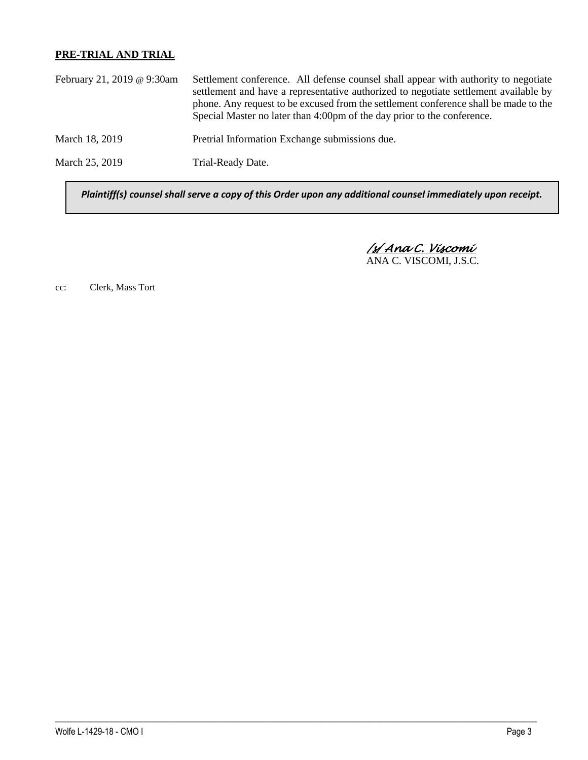**PRE-TRIAL AND TRIAL**

| | |
|---|---|
| February 21, 2019 @ 9:30am | Settlement conference. All defense counsel shall appear with authority to negotiate settlement and have a representative authorized to negotiate settlement available by phone. Any request to be excused from the settlement conference shall be made to the Special Master no later than 4:00pm of the day prior to the conference. |
| March 18, 2019 | Pretrial Information Exchange submissions due. |
| March 25, 2019 | Trial-Ready Date. |

***Plaintiff(s) counsel shall serve a copy of this Order upon any additional counsel immediately upon receipt.***

/s/ Ana C. Viscomi
ANA C. VISCOMI, J.S.C.

cc: Clerk, Mass Tort